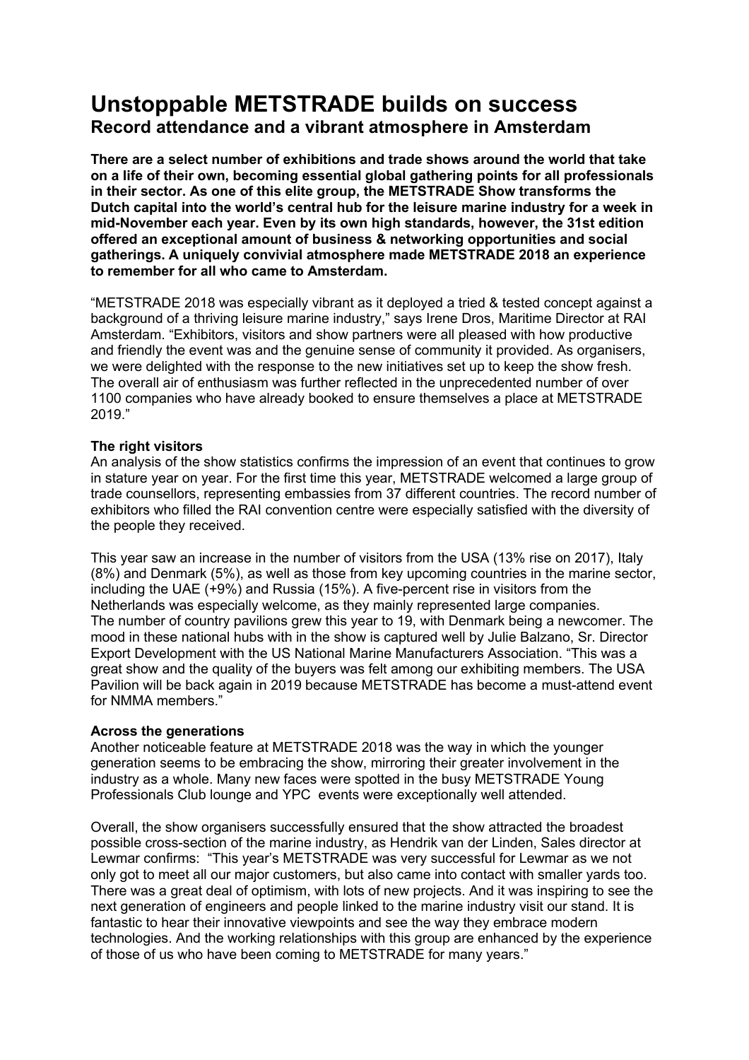# Unstoppable METSTRADE builds on success

## Record attendance and a vibrant atmosphere in Amsterdam

**There are a select number of exhibitions and trade shows around the world that take on a life of their own, becoming essential global gathering points for all professionals in their sector. As one of this elite group, the METSTRADE Show transforms the Dutch capital into the world's central hub for the leisure marine industry for a week in mid-November each year. Even by its own high standards, however, the 31st edition offered an exceptional amount of business & networking opportunities and social gatherings. A uniquely convivial atmosphere made METSTRADE 2018 an experience to remember for all who came to Amsterdam.**

"METSTRADE 2018 was especially vibrant as it deployed a tried & tested concept against a background of a thriving leisure marine industry," says Irene Dros, Maritime Director at RAI Amsterdam. "Exhibitors, visitors and show partners were all pleased with how productive and friendly the event was and the genuine sense of community it provided. As organisers, we were delighted with the response to the new initiatives set up to keep the show fresh. The overall air of enthusiasm was further reflected in the unprecedented number of over 1100 companies who have already booked to ensure themselves a place at METSTRADE 2019."

**The right visitors**

An analysis of the show statistics confirms the impression of an event that continues to grow in stature year on year. For the first time this year, METSTRADE welcomed a large group of trade counsellors, representing embassies from 37 different countries. The record number of exhibitors who filled the RAI convention centre were especially satisfied with the diversity of the people they received.

This year saw an increase in the number of visitors from the USA (13% rise on 2017), Italy (8%) and Denmark (5%), as well as those from key upcoming countries in the marine sector, including the UAE (+9%) and Russia (15%). A five-percent rise in visitors from the Netherlands was especially welcome, as they mainly represented large companies.
The number of country pavilions grew this year to 19, with Denmark being a newcomer. The mood in these national hubs with in the show is captured well by Julie Balzano, Sr. Director Export Development with the US National Marine Manufacturers Association. "This was a great show and the quality of the buyers was felt among our exhibiting members. The USA Pavilion will be back again in 2019 because METSTRADE has become a must-attend event for NMMA members."

**Across the generations**

Another noticeable feature at METSTRADE 2018 was the way in which the younger generation seems to be embracing the show, mirroring their greater involvement in the industry as a whole. Many new faces were spotted in the busy METSTRADE Young Professionals Club lounge and YPC events were exceptionally well attended.

Overall, the show organisers successfully ensured that the show attracted the broadest possible cross-section of the marine industry, as Hendrik van der Linden, Sales director at Lewmar confirms: "This year's METSTRADE was very successful for Lewmar as we not only got to meet all our major customers, but also came into contact with smaller yards too. There was a great deal of optimism, with lots of new projects. And it was inspiring to see the next generation of engineers and people linked to the marine industry visit our stand. It is fantastic to hear their innovative viewpoints and see the way they embrace modern technologies. And the working relationships with this group are enhanced by the experience of those of us who have been coming to METSTRADE for many years."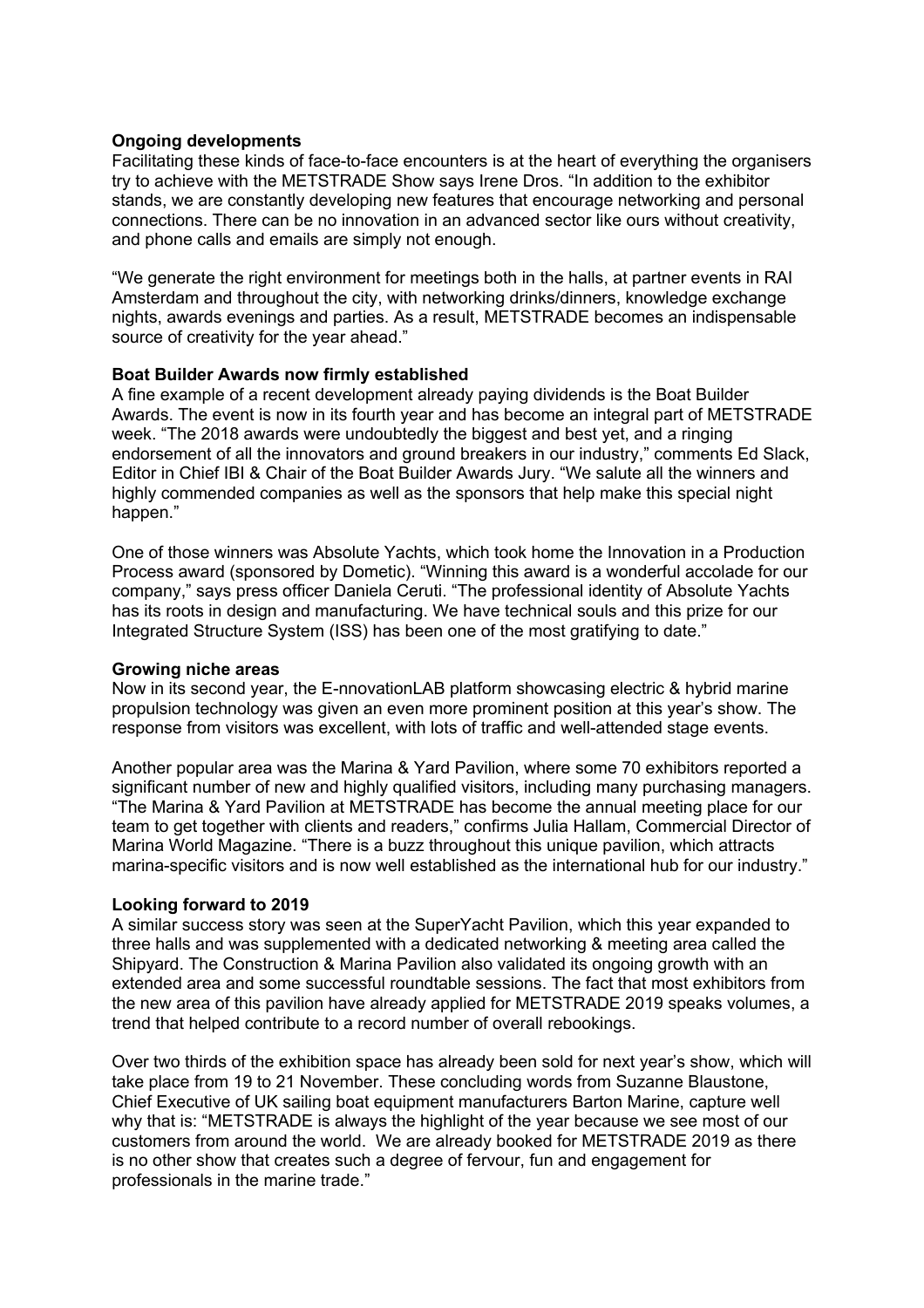**Ongoing developments**

Facilitating these kinds of face-to-face encounters is at the heart of everything the organisers try to achieve with the METSTRADE Show says Irene Dros. "In addition to the exhibitor stands, we are constantly developing new features that encourage networking and personal connections. There can be no innovation in an advanced sector like ours without creativity, and phone calls and emails are simply not enough.

"We generate the right environment for meetings both in the halls, at partner events in RAI Amsterdam and throughout the city, with networking drinks/dinners, knowledge exchange nights, awards evenings and parties. As a result, METSTRADE becomes an indispensable source of creativity for the year ahead."

**Boat Builder Awards now firmly established**

A fine example of a recent development already paying dividends is the Boat Builder Awards. The event is now in its fourth year and has become an integral part of METSTRADE week. "The 2018 awards were undoubtedly the biggest and best yet, and a ringing endorsement of all the innovators and ground breakers in our industry," comments Ed Slack, Editor in Chief IBI & Chair of the Boat Builder Awards Jury. "We salute all the winners and highly commended companies as well as the sponsors that help make this special night happen."

One of those winners was Absolute Yachts, which took home the Innovation in a Production Process award (sponsored by Dometic). "Winning this award is a wonderful accolade for our company," says press officer Daniela Ceruti. "The professional identity of Absolute Yachts has its roots in design and manufacturing. We have technical souls and this prize for our Integrated Structure System (ISS) has been one of the most gratifying to date."

**Growing niche areas**

Now in its second year, the E-nnovationLAB platform showcasing electric & hybrid marine propulsion technology was given an even more prominent position at this year's show. The response from visitors was excellent, with lots of traffic and well-attended stage events.

Another popular area was the Marina & Yard Pavilion, where some 70 exhibitors reported a significant number of new and highly qualified visitors, including many purchasing managers. "The Marina & Yard Pavilion at METSTRADE has become the annual meeting place for our team to get together with clients and readers," confirms Julia Hallam, Commercial Director of Marina World Magazine. "There is a buzz throughout this unique pavilion, which attracts marina-specific visitors and is now well established as the international hub for our industry."

**Looking forward to 2019**

A similar success story was seen at the SuperYacht Pavilion, which this year expanded to three halls and was supplemented with a dedicated networking & meeting area called the Shipyard. The Construction & Marina Pavilion also validated its ongoing growth with an extended area and some successful roundtable sessions. The fact that most exhibitors from the new area of this pavilion have already applied for METSTRADE 2019 speaks volumes, a trend that helped contribute to a record number of overall rebookings.

Over two thirds of the exhibition space has already been sold for next year's show, which will take place from 19 to 21 November. These concluding words from Suzanne Blaustone, Chief Executive of UK sailing boat equipment manufacturers Barton Marine, capture well why that is: "METSTRADE is always the highlight of the year because we see most of our customers from around the world. We are already booked for METSTRADE 2019 as there is no other show that creates such a degree of fervour, fun and engagement for professionals in the marine trade."